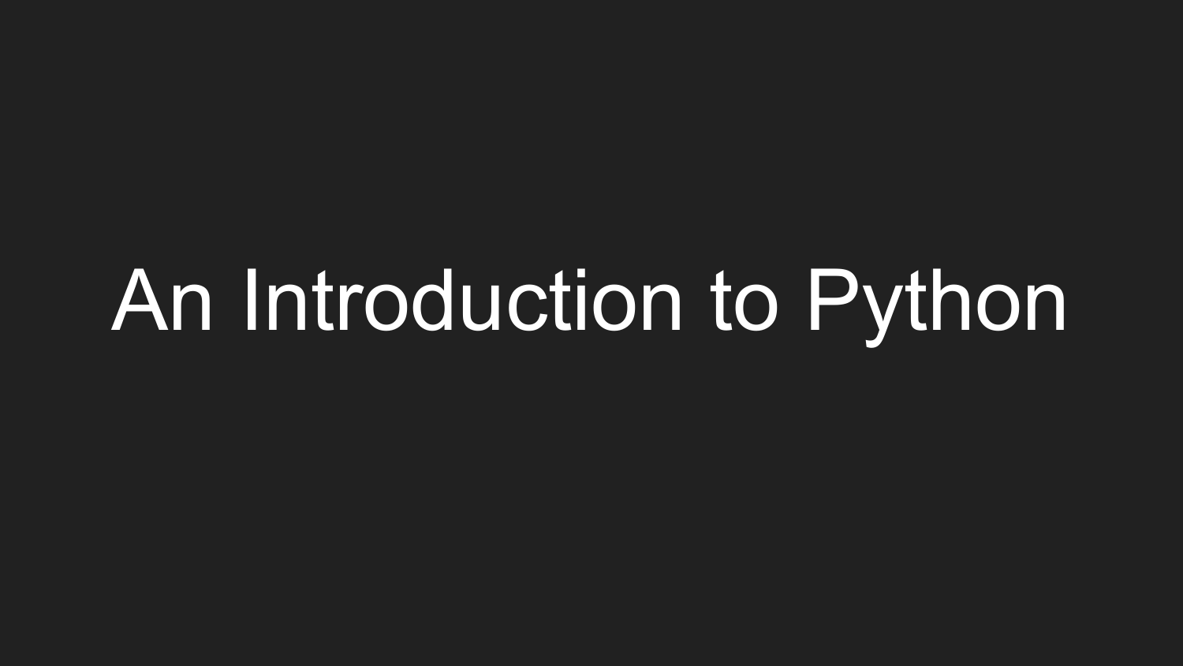# An Introduction to Python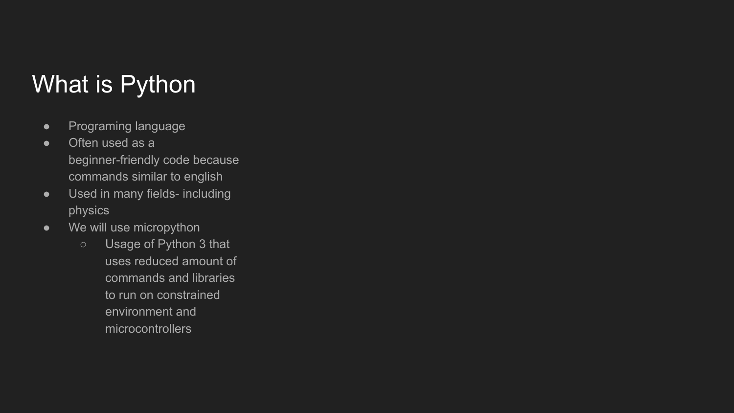# What is Python

- Programing language
- Often used as a beginner-friendly code because commands similar to english
- Used in many fields- including physics
- We will use micropython
  - Usage of Python 3 that uses reduced amount of commands and libraries to run on constrained environment and microcontrollers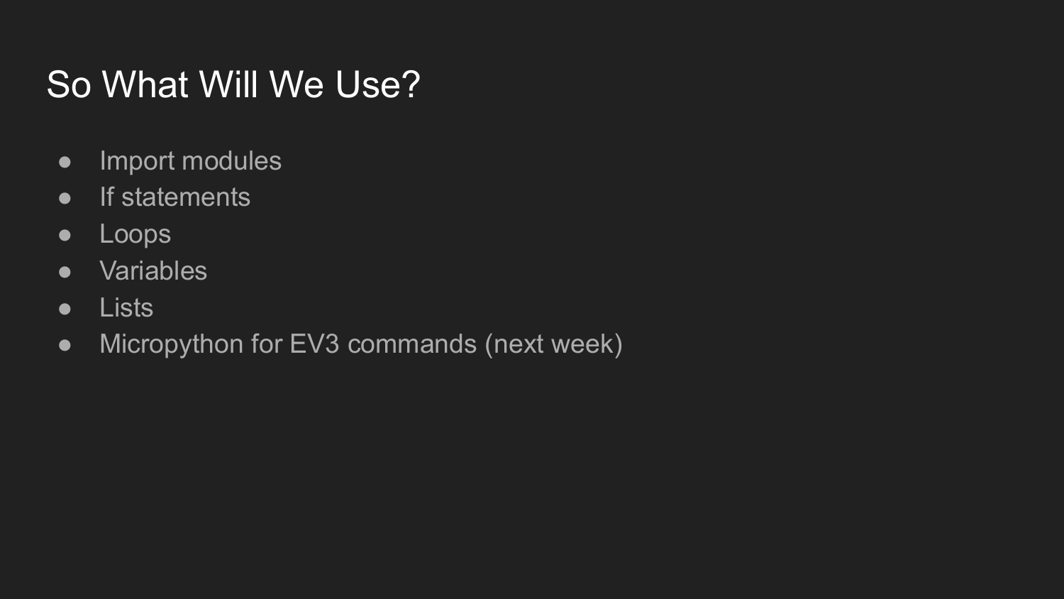# So What Will We Use?

- Import modules
- If statements
- Loops
- Variables
- Lists
- Micropython for EV3 commands (next week)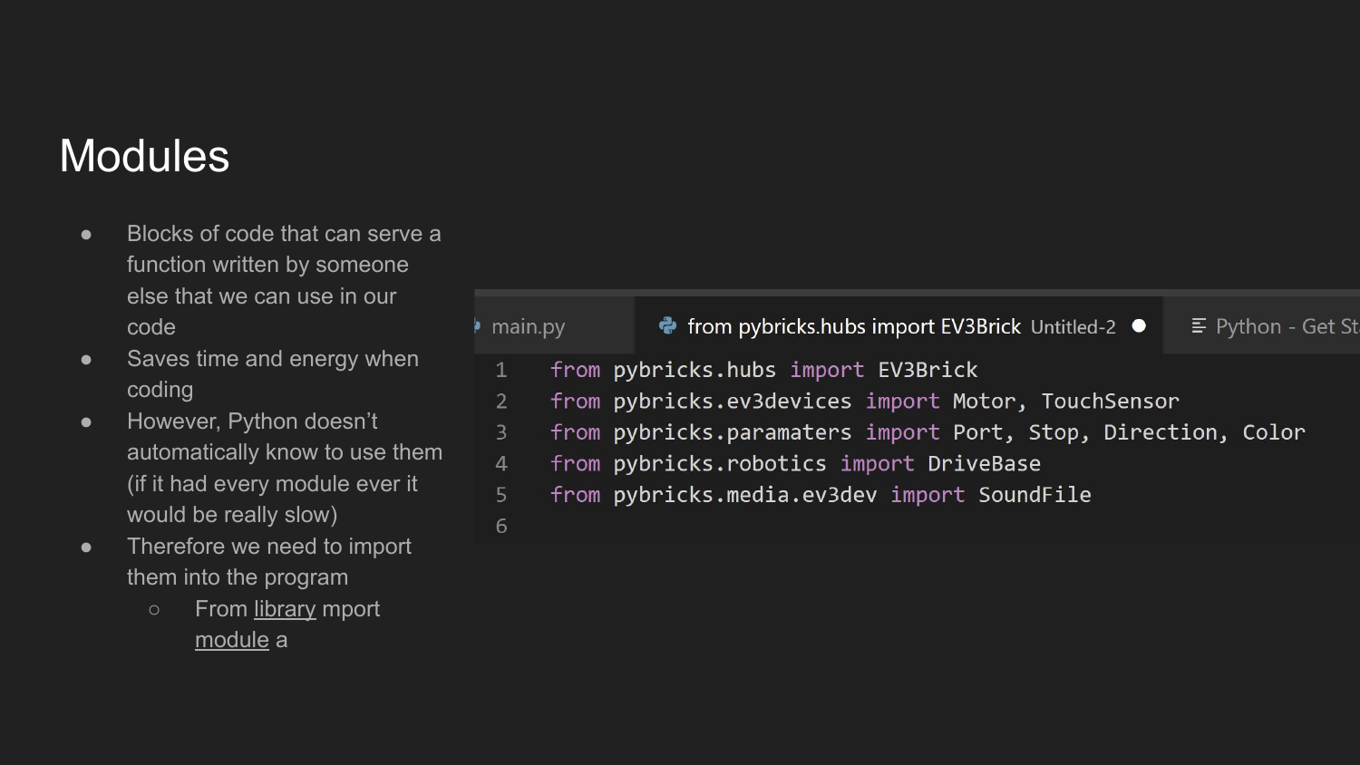# Modules

- Blocks of code that can serve a function written by someone else that we can use in our code
- Saves time and energy when coding
- However, Python doesn't automatically know to use them (if it had every module ever it would be really slow)
- Therefore we need to import them into the program
    - From library mport module a

main.py | from pybricks.hubs import EV3Brick Untitled-2 | Python - Get St

```python
from pybricks.hubs import EV3Brick
from pybricks.ev3devices import Motor, TouchSensor
from pybricks.paramaters import Port, Stop, Direction, Color
from pybricks.robotics import DriveBase
from pybricks.media.ev3dev import SoundFile

```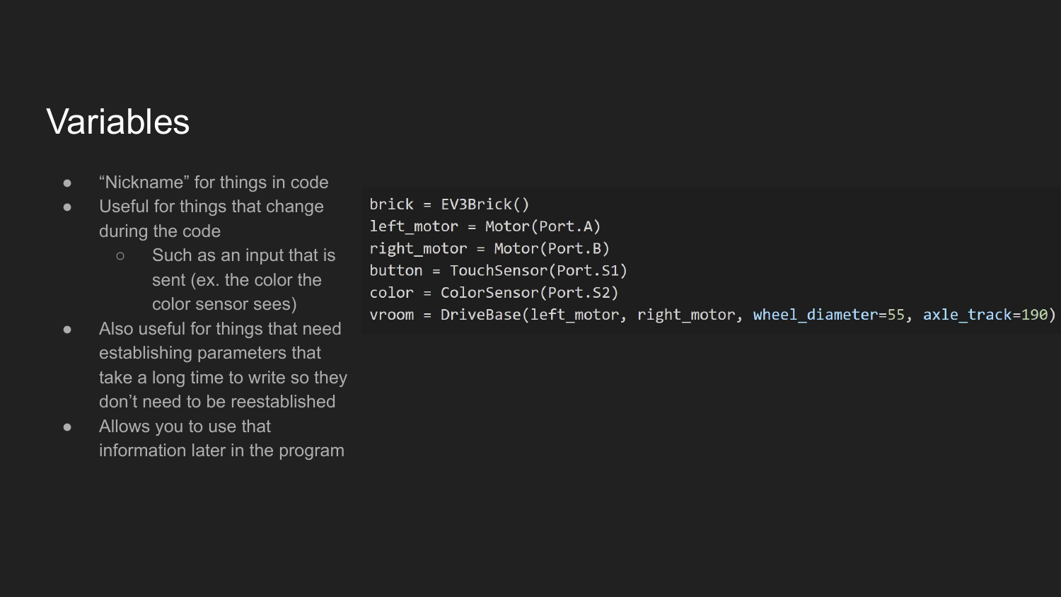# Variables

- "Nickname" for things in code
- Useful for things that change during the code
  - Such as an input that is sent (ex. the color the color sensor sees)
- Also useful for things that need establishing parameters that take a long time to write so they don't need to be reestablished
- Allows you to use that information later in the program

```
brick = EV3Brick()
left_motor = Motor(Port.A)
right_motor = Motor(Port.B)
button = TouchSensor(Port.S1)
color = ColorSensor(Port.S2)
vroom = DriveBase(left_motor, right_motor, wheel_diameter=55, axle_track=190)
```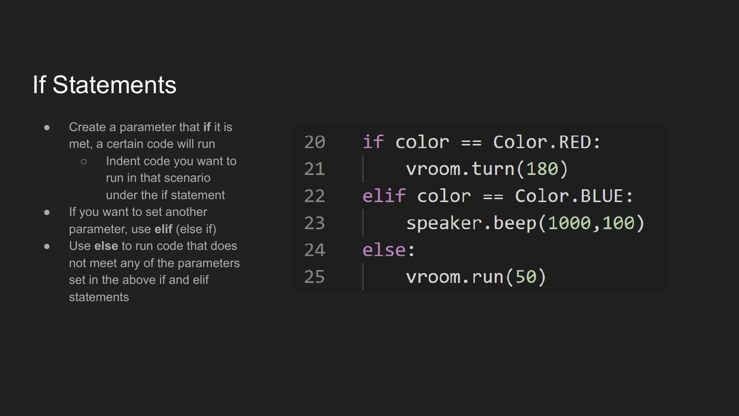# If Statements

- Create a parameter that **if** it is met, a certain code will run
  - Indent code you want to run in that scenario under the if statement
- If you want to set another parameter, use **elif** (else if)
- Use **else** to run code that does not meet any of the parameters set in the above if and elif statements

```
20  if color == Color.RED:
21      vroom.turn(180)
22  elif color == Color.BLUE:
23      speaker.beep(1000,100)
24  else:
25      vroom.run(50)
```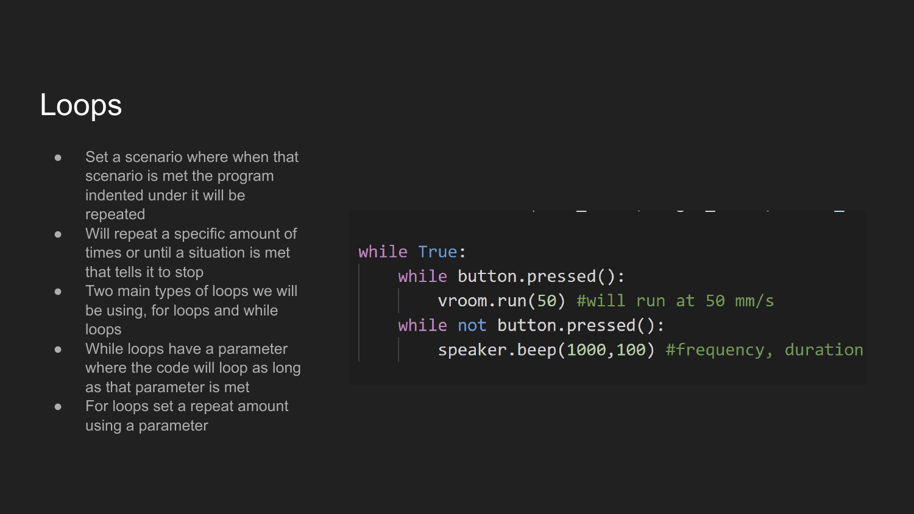# Loops

- Set a scenario where when that scenario is met the program indented under it will be repeated
- Will repeat a specific amount of times or until a situation is met that tells it to stop
- Two main types of loops we will be using, for loops and while loops
- While loops have a parameter where the code will loop as long as that parameter is met
- For loops set a repeat amount using a parameter

```
while True:
    while button.pressed():
        vroom.run(50) #will run at 50 mm/s
    while not button.pressed():
        speaker.beep(1000,100) #frequency, duration
```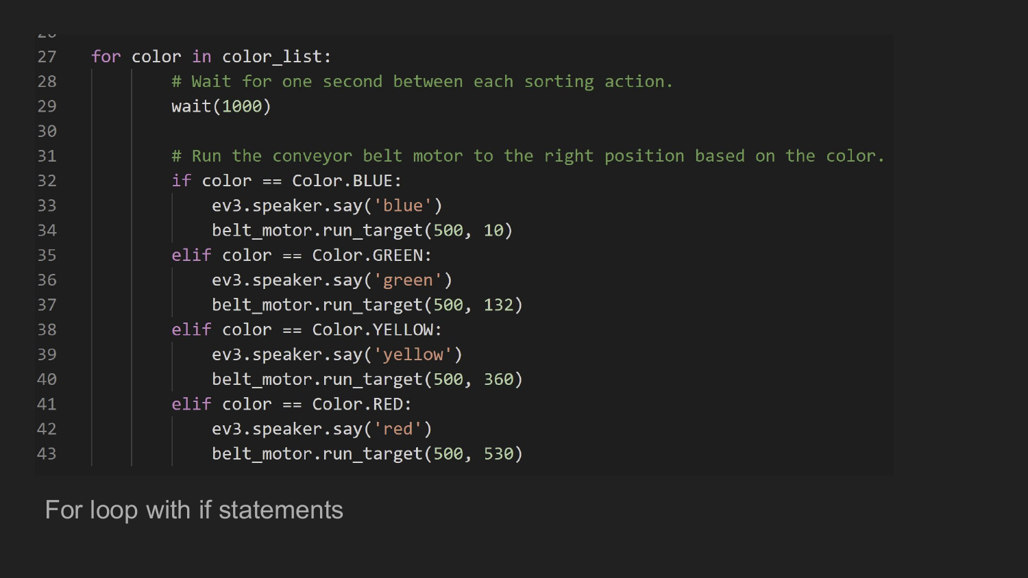```python
for color in color_list:
    # Wait for one second between each sorting action.
    wait(1000)

    # Run the conveyor belt motor to the right position based on the color.
    if color == Color.BLUE:
        ev3.speaker.say('blue')
        belt_motor.run_target(500, 10)
    elif color == Color.GREEN:
        ev3.speaker.say('green')
        belt_motor.run_target(500, 132)
    elif color == Color.YELLOW:
        ev3.speaker.say('yellow')
        belt_motor.run_target(500, 360)
    elif color == Color.RED:
        ev3.speaker.say('red')
        belt_motor.run_target(500, 530)
```

For loop with if statements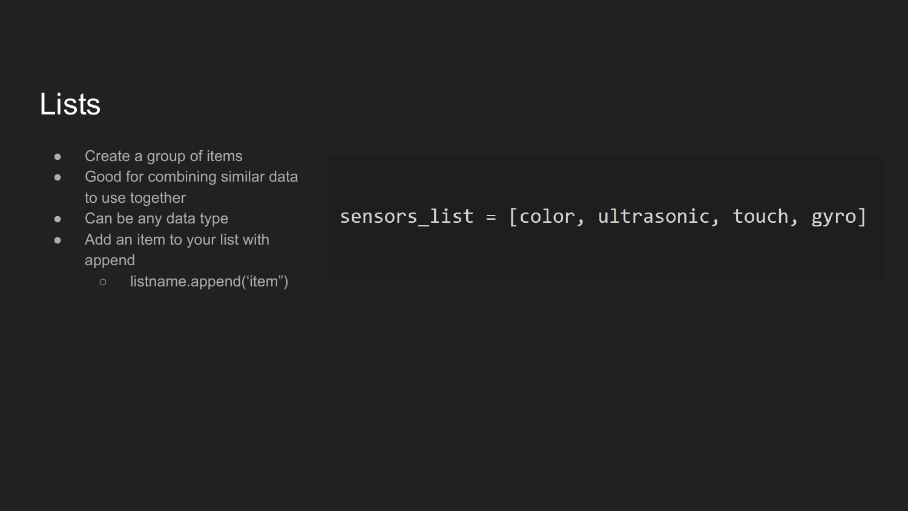# Lists

- Create a group of items
- Good for combining similar data to use together
- Can be any data type
- Add an item to your list with append
  - listname.append(‘item”)

```
sensors_list = [color, ultrasonic, touch, gyro]
```